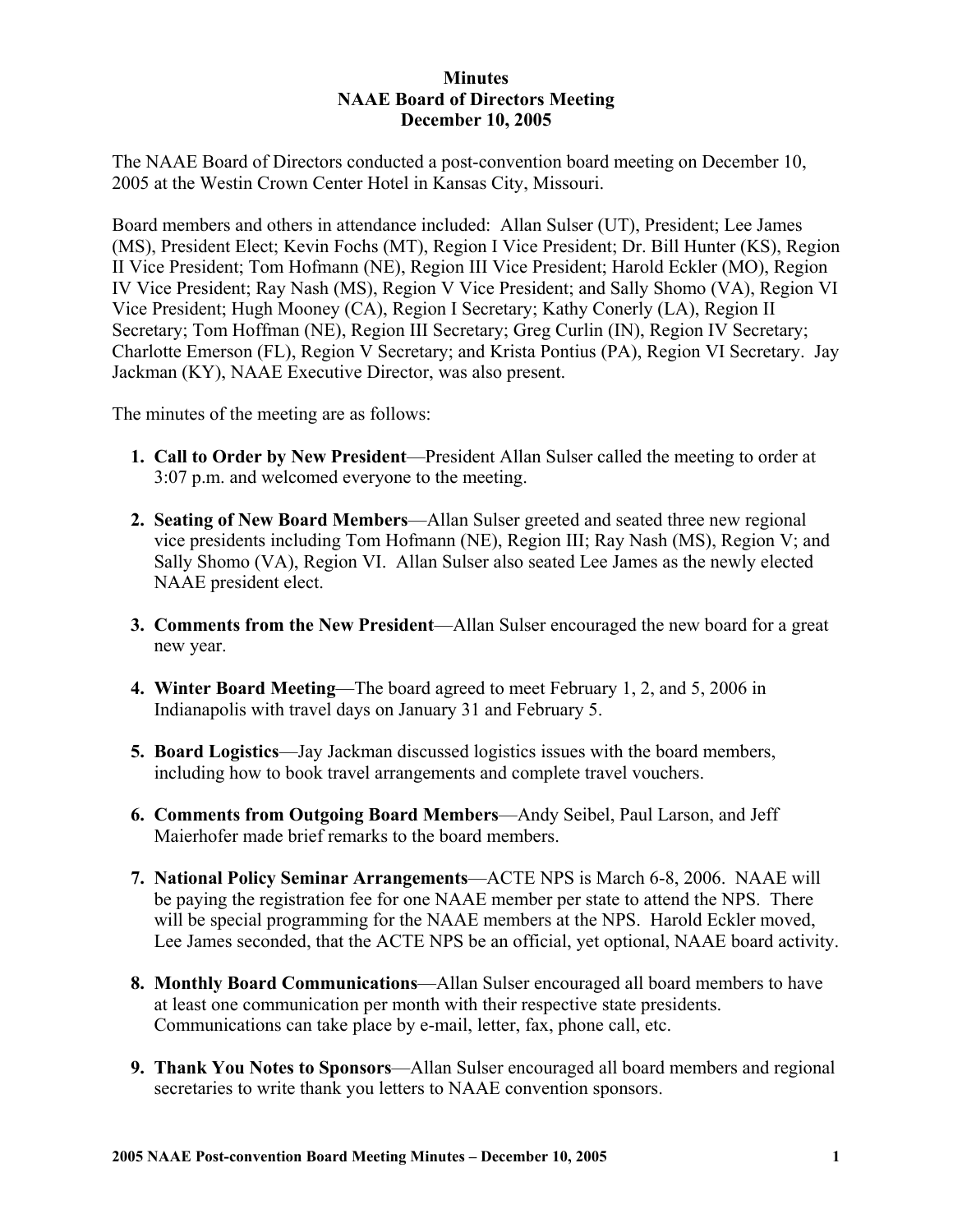**Minutes**
**NAAE Board of Directors Meeting**
**December 10, 2005**

The NAAE Board of Directors conducted a post-convention board meeting on December 10, 2005 at the Westin Crown Center Hotel in Kansas City, Missouri.

Board members and others in attendance included: Allan Sulser (UT), President; Lee James (MS), President Elect; Kevin Fochs (MT), Region I Vice President; Dr. Bill Hunter (KS), Region II Vice President; Tom Hofmann (NE), Region III Vice President; Harold Eckler (MO), Region IV Vice President; Ray Nash (MS), Region V Vice President; and Sally Shomo (VA), Region VI Vice President; Hugh Mooney (CA), Region I Secretary; Kathy Conerly (LA), Region II Secretary; Tom Hoffman (NE), Region III Secretary; Greg Curlin (IN), Region IV Secretary; Charlotte Emerson (FL), Region V Secretary; and Krista Pontius (PA), Region VI Secretary. Jay Jackman (KY), NAAE Executive Director, was also present.

The minutes of the meeting are as follows:

1. **Call to Order by New President**—President Allan Sulser called the meeting to order at 3:07 p.m. and welcomed everyone to the meeting.

2. **Seating of New Board Members**—Allan Sulser greeted and seated three new regional vice presidents including Tom Hofmann (NE), Region III; Ray Nash (MS), Region V; and Sally Shomo (VA), Region VI. Allan Sulser also seated Lee James as the newly elected NAAE president elect.

3. **Comments from the New President**—Allan Sulser encouraged the new board for a great new year.

4. **Winter Board Meeting**—The board agreed to meet February 1, 2, and 5, 2006 in Indianapolis with travel days on January 31 and February 5.

5. **Board Logistics**—Jay Jackman discussed logistics issues with the board members, including how to book travel arrangements and complete travel vouchers.

6. **Comments from Outgoing Board Members**—Andy Seibel, Paul Larson, and Jeff Maierhofer made brief remarks to the board members.

7. **National Policy Seminar Arrangements**—ACTE NPS is March 6-8, 2006. NAAE will be paying the registration fee for one NAAE member per state to attend the NPS. There will be special programming for the NAAE members at the NPS. Harold Eckler moved, Lee James seconded, that the ACTE NPS be an official, yet optional, NAAE board activity.

8. **Monthly Board Communications**—Allan Sulser encouraged all board members to have at least one communication per month with their respective state presidents. Communications can take place by e-mail, letter, fax, phone call, etc.

9. **Thank You Notes to Sponsors**—Allan Sulser encouraged all board members and regional secretaries to write thank you letters to NAAE convention sponsors.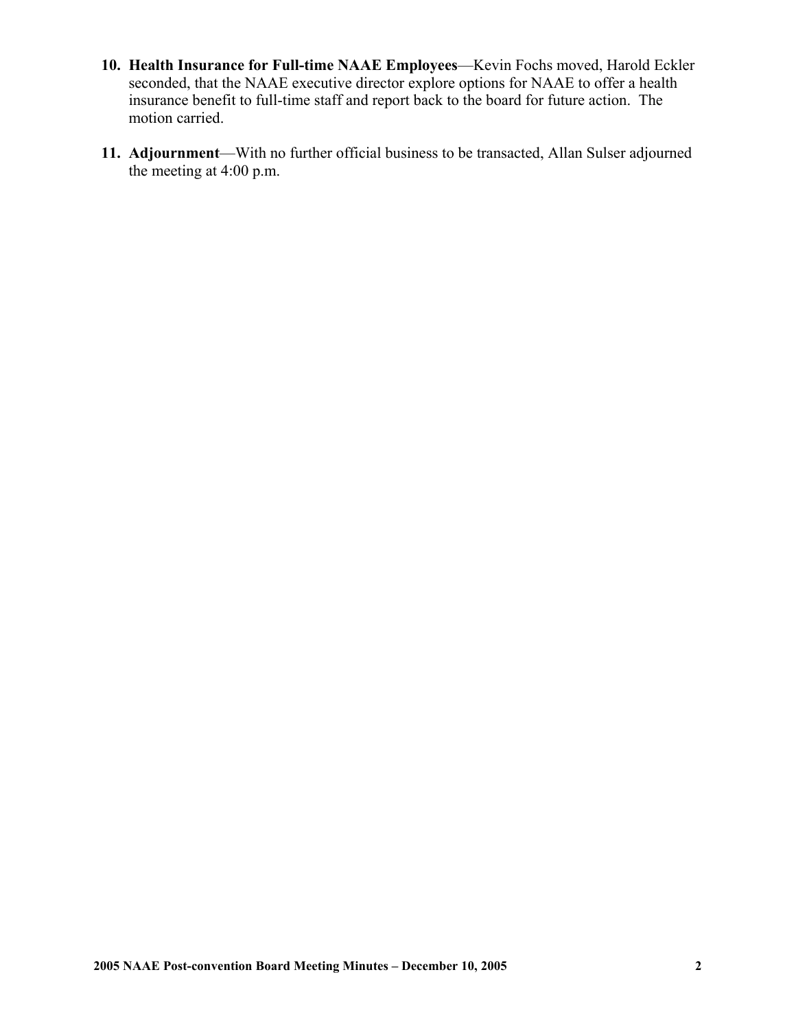10. **Health Insurance for Full-time NAAE Employees**—Kevin Fochs moved, Harold Eckler seconded, that the NAAE executive director explore options for NAAE to offer a health insurance benefit to full-time staff and report back to the board for future action. The motion carried.

11. **Adjournment**—With no further official business to be transacted, Allan Sulser adjourned the meeting at 4:00 p.m.